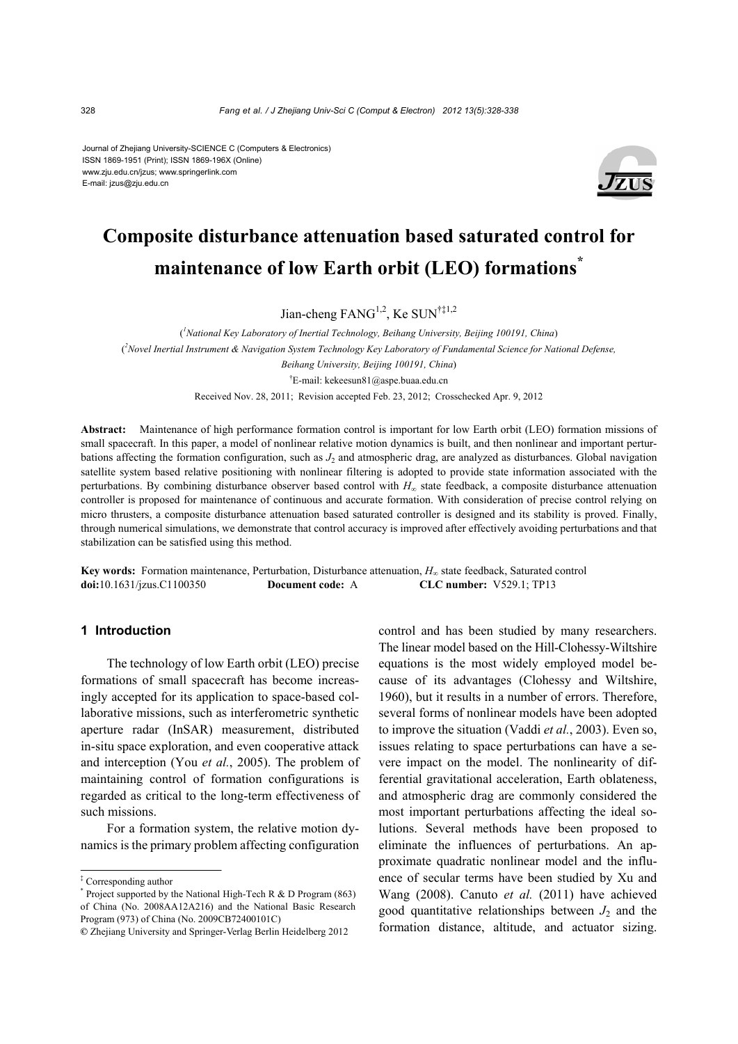Journal of Zhejiang University-SCIENCE C (Computers & Electronics)
ISSN 1869-1951 (Print); ISSN 1869-196X (Online)
www.zju.edu.cn/jzus; www.springerlink.com
E-mail: jzus@zju.edu.cn

# Composite disturbance attenuation based saturated control for maintenance of low Earth orbit (LEO) formations*

Jian-cheng FANG[1,2], Ke SUN[†‡1,2]

([1]National Key Laboratory of Inertial Technology, Beihang University, Beijing 100191, China)

([2]Novel Inertial Instrument & Navigation System Technology Key Laboratory of Fundamental Science for National Defense, Beihang University, Beijing 100191, China)

[†]E-mail: kekeesun81@aspe.buaa.edu.cn

Received Nov. 28, 2011; Revision accepted Feb. 23, 2012; Crosschecked Apr. 9, 2012

**Abstract:** Maintenance of high performance formation control is important for low Earth orbit (LEO) formation missions of small spacecraft. In this paper, a model of nonlinear relative motion dynamics is built, and then nonlinear and important perturbations affecting the formation configuration, such as $J_2$ and atmospheric drag, are analyzed as disturbances. Global navigation satellite system based relative positioning with nonlinear filtering is adopted to provide state information associated with the perturbations. By combining disturbance observer based control with $H_\infty$ state feedback, a composite disturbance attenuation controller is proposed for maintenance of continuous and accurate formation. With consideration of precise control relying on micro thrusters, a composite disturbance attenuation based saturated controller is designed and its stability is proved. Finally, through numerical simulations, we demonstrate that control accuracy is improved after effectively avoiding perturbations and that stabilization can be satisfied using this method.

**Key words:** Formation maintenance, Perturbation, Disturbance attenuation, $H_\infty$ state feedback, Saturated control
**doi:**10.1631/jzus.C1100350 **Document code:** A **CLC number:** V529.1; TP13

## 1 Introduction

The technology of low Earth orbit (LEO) precise formations of small spacecraft has become increasingly accepted for its application to space-based collaborative missions, such as interferometric synthetic aperture radar (InSAR) measurement, distributed in-situ space exploration, and even cooperative attack and interception (You *et al.*, 2005). The problem of maintaining control of formation configurations is regarded as critical to the long-term effectiveness of such missions.

For a formation system, the relative motion dynamics is the primary problem affecting configuration control and has been studied by many researchers. The linear model based on the Hill-Clohessy-Wiltshire equations is the most widely employed model because of its advantages (Clohessy and Wiltshire, 1960), but it results in a number of errors. Therefore, several forms of nonlinear models have been adopted to improve the situation (Vaddi *et al.*, 2003). Even so, issues relating to space perturbations can have a severe impact on the model. The nonlinearity of differential gravitational acceleration, Earth oblateness, and atmospheric drag are commonly considered the most important perturbations affecting the ideal solutions. Several methods have been proposed to eliminate the influences of perturbations. An approximate quadratic nonlinear model and the influence of secular terms have been studied by Xu and Wang (2008). Canuto *et al.* (2011) have achieved good quantitative relationships between $J_2$ and the formation distance, altitude, and actuator sizing.

---

‡ Corresponding author

\* Project supported by the National High-Tech R & D Program (863) of China (No. 2008AA12A216) and the National Basic Research Program (973) of China (No. 2009CB72400101C)

© Zhejiang University and Springer-Verlag Berlin Heidelberg 2012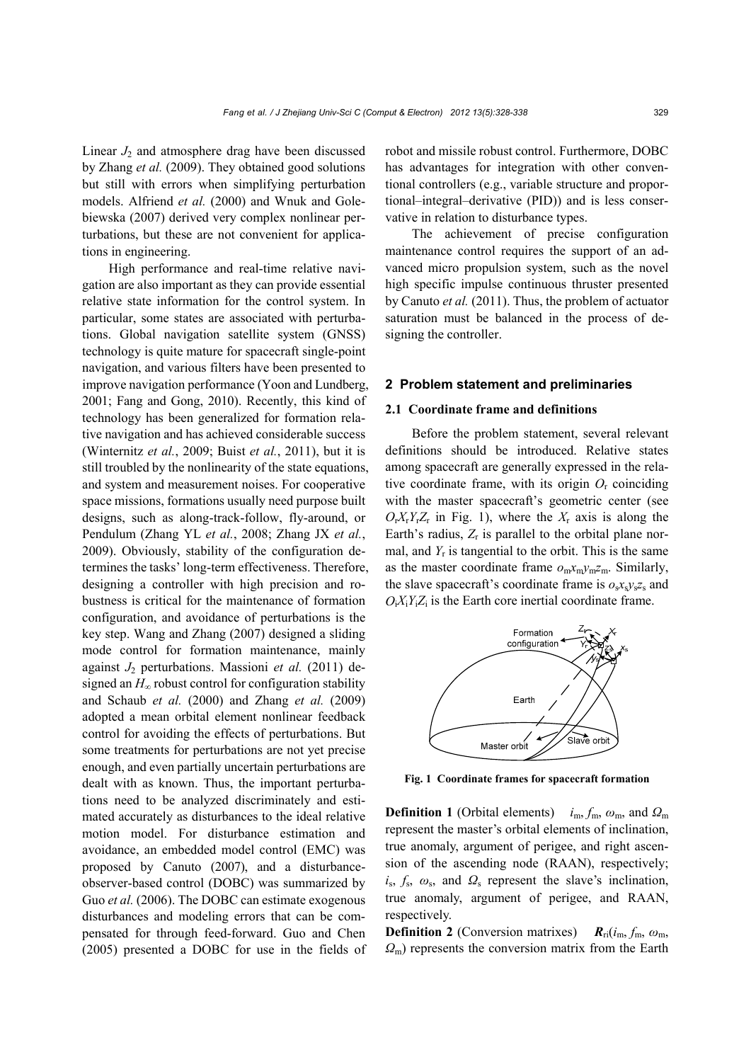Linear $J_2$ and atmosphere drag have been discussed by Zhang *et al.* (2009). They obtained good solutions but still with errors when simplifying perturbation models. Alfriend *et al.* (2000) and Wnuk and Golebiewska (2007) derived very complex nonlinear perturbations, but these are not convenient for applications in engineering.

High performance and real-time relative navigation are also important as they can provide essential relative state information for the control system. In particular, some states are associated with perturbations. Global navigation satellite system (GNSS) technology is quite mature for spacecraft single-point navigation, and various filters have been presented to improve navigation performance (Yoon and Lundberg, 2001; Fang and Gong, 2010). Recently, this kind of technology has been generalized for formation relative navigation and has achieved considerable success (Winternitz *et al.*, 2009; Buist *et al.*, 2011), but it is still troubled by the nonlinearity of the state equations, and system and measurement noises. For cooperative space missions, formations usually need purpose built designs, such as along-track-follow, fly-around, or Pendulum (Zhang YL *et al.*, 2008; Zhang JX *et al.*, 2009). Obviously, stability of the configuration determines the tasks' long-term effectiveness. Therefore, designing a controller with high precision and robustness is critical for the maintenance of formation configuration, and avoidance of perturbations is the key step. Wang and Zhang (2007) designed a sliding mode control for formation maintenance, mainly against $J_2$ perturbations. Massioni *et al.* (2011) designed an $H_\infty$ robust control for configuration stability and Schaub *et al.* (2000) and Zhang *et al.* (2009) adopted a mean orbital element nonlinear feedback control for avoiding the effects of perturbations. But some treatments for perturbations are not yet precise enough, and even partially uncertain perturbations are dealt with as known. Thus, the important perturbations need to be analyzed discriminately and estimated accurately as disturbances to the ideal relative motion model. For disturbance estimation and avoidance, an embedded model control (EMC) was proposed by Canuto (2007), and a disturbance-observer-based control (DOBC) was summarized by Guo *et al.* (2006). The DOBC can estimate exogenous disturbances and modeling errors that can be compensated for through feed-forward. Guo and Chen (2005) presented a DOBC for use in the fields of robot and missile robust control. Furthermore, DOBC has advantages for integration with other conventional controllers (e.g., variable structure and proportional–integral–derivative (PID)) and is less conservative in relation to disturbance types.

The achievement of precise configuration maintenance control requires the support of an advanced micro propulsion system, such as the novel high specific impulse continuous thruster presented by Canuto *et al.* (2011). Thus, the problem of actuator saturation must be balanced in the process of designing the controller.

## 2 Problem statement and preliminaries

### 2.1 Coordinate frame and definitions

Before the problem statement, several relevant definitions should be introduced. Relative states among spacecraft are generally expressed in the relative coordinate frame, with its origin $O_r$ coinciding with the master spacecraft's geometric center (see $O_rX_rY_rZ_r$ in Fig. 1), where the $X_r$ axis is along the Earth's radius, $Z_r$ is parallel to the orbital plane normal, and $Y_r$ is tangential to the orbit. This is the same as the master coordinate frame $o_mx_my_mz_m$. Similarly, the slave spacecraft's coordinate frame is $o_sx_sy_sz_s$ and $O_iX_iY_iZ_i$ is the Earth core inertial coordinate frame.

**Fig. 1 Coordinate frames for spacecraft formation**

**Definition 1** (Orbital elements) $i_m$, $f_m$, $\omega_m$, and $\Omega_m$ represent the master's orbital elements of inclination, true anomaly, argument of perigee, and right ascension of the ascending node (RAAN), respectively; $i_s$, $f_s$, $\omega_s$, and $\Omega_s$ represent the slave's inclination, true anomaly, argument of perigee, and RAAN, respectively.

**Definition 2** (Conversion matrixes) $\boldsymbol{R}_{ri}(i_m, f_m, \omega_m, \Omega_m)$ represents the conversion matrix from the Earth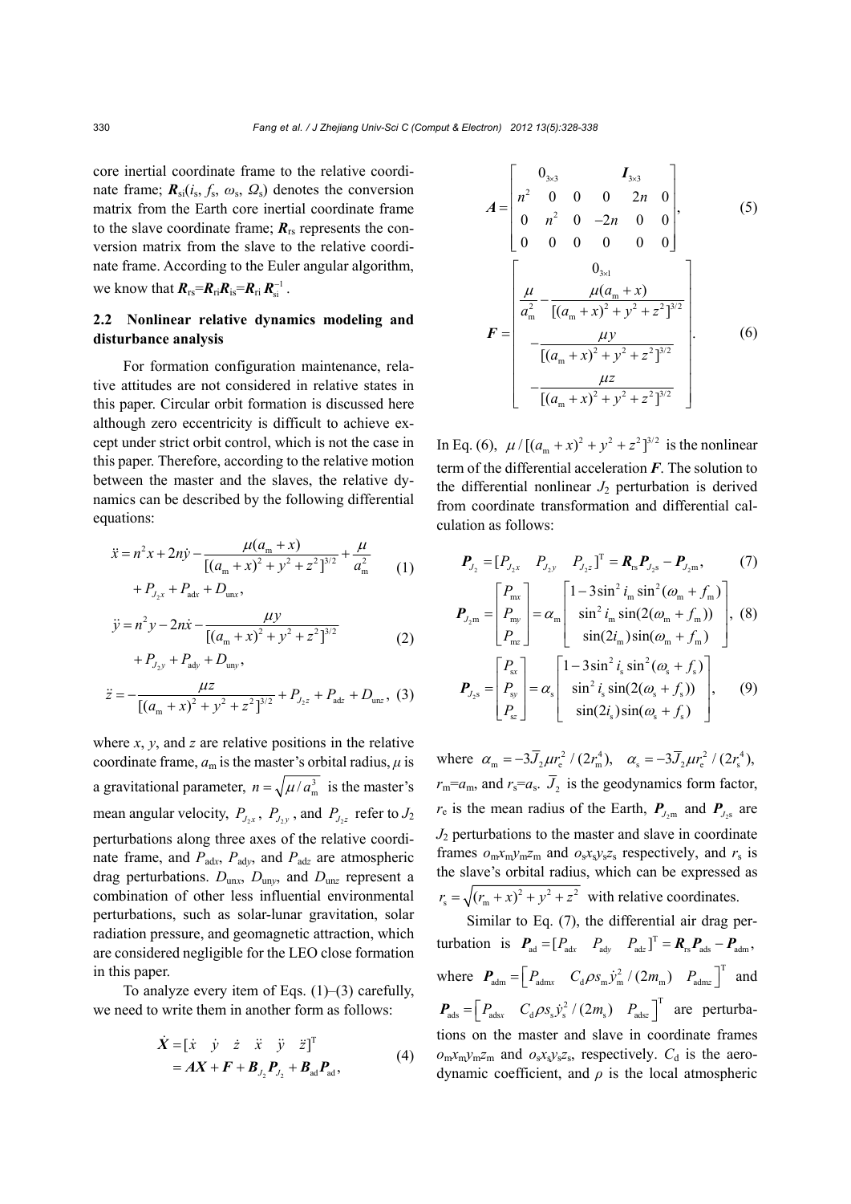core inertial coordinate frame to the relative coordinate frame; $\boldsymbol{R}_{\rm si}(i_{\rm s}, f_{\rm s}, \omega_{\rm s}, \Omega_{\rm s})$ denotes the conversion matrix from the Earth core inertial coordinate frame to the slave coordinate frame; $\boldsymbol{R}_{\rm rs}$ represents the conversion matrix from the slave to the relative coordinate frame. According to the Euler angular algorithm, we know that $\boldsymbol{R}_{\rm rs}=\boldsymbol{R}_{\rm ri}\boldsymbol{R}_{\rm is}=\boldsymbol{R}_{\rm ri}\boldsymbol{R}_{\rm si}^{-1}$.

### 2.2 Nonlinear relative dynamics modeling and disturbance analysis

For formation configuration maintenance, relative attitudes are not considered in relative states in this paper. Circular orbit formation is discussed here although zero eccentricity is difficult to achieve except under strict orbit control, which is not the case in this paper. Therefore, according to the relative motion between the master and the slaves, the relative dynamics can be described by the following differential equations:

$$\ddot{x}=n^2x+2n\dot{y}-\frac{\mu(a_{\rm m}+x)}{[(a_{\rm m}+x)^2+y^2+z^2]^{3/2}}+\frac{\mu}{a_{\rm m}^2}+P_{J_2x}+P_{\rm adx}+D_{\rm unx}, \quad (1)$$

$$\ddot{y}=n^2y-2n\dot{x}-\frac{\mu y}{[(a_{\rm m}+x)^2+y^2+z^2]^{3/2}}+P_{J_2y}+P_{\rm ady}+D_{\rm uny}, \quad (2)$$

$$\ddot{z}=-\frac{\mu z}{[(a_{\rm m}+x)^2+y^2+z^2]^{3/2}}+P_{J_2z}+P_{\rm adz}+D_{\rm unz}, \quad (3)$$

where $x$, $y$, and $z$ are relative positions in the relative coordinate frame, $a_{\rm m}$ is the master's orbital radius, $\mu$ is a gravitational parameter, $n=\sqrt{\mu/a_{\rm m}^3}$ is the master's mean angular velocity, $P_{J_2x}$, $P_{J_2y}$, and $P_{J_2z}$ refer to $J_2$ perturbations along three axes of the relative coordinate frame, and $P_{\rm adx}$, $P_{\rm ady}$, and $P_{\rm adz}$ are atmospheric drag perturbations. $D_{\rm unx}$, $D_{\rm uny}$, and $D_{\rm unz}$ represent a combination of other less influential environmental perturbations, such as solar-lunar gravitation, solar radiation pressure, and geomagnetic attraction, which are considered negligible for the LEO close formation in this paper.

To analyze every item of Eqs. (1)–(3) carefully, we need to write them in another form as follows:

$$\begin{aligned}\dot{\boldsymbol{X}}&=[\dot{x}\quad \dot{y}\quad \dot{z}\quad \ddot{x}\quad \ddot{y}\quad \ddot{z}]^{\rm T}\\&=\boldsymbol{A}\boldsymbol{X}+\boldsymbol{F}+\boldsymbol{B}_{J_2}\boldsymbol{P}_{J_2}+\boldsymbol{B}_{\rm ad}\boldsymbol{P}_{\rm ad},\end{aligned} \quad (4)$$

$$\boldsymbol{A}=\begin{bmatrix}0_{3\times3} & & & \boldsymbol{I}_{3\times3} & & \\ n^2 & 0 & 0 & 0 & 2n & 0\\ 0 & n^2 & 0 & -2n & 0 & 0\\ 0 & 0 & 0 & 0 & 0 & 0\end{bmatrix}, \quad (5)$$

$$\boldsymbol{F}=\begin{bmatrix}0_{3\times1}\\ \dfrac{\mu}{a_{\rm m}^2}-\dfrac{\mu(a_{\rm m}+x)}{[(a_{\rm m}+x)^2+y^2+z^2]^{3/2}}\\ -\dfrac{\mu y}{[(a_{\rm m}+x)^2+y^2+z^2]^{3/2}}\\ -\dfrac{\mu z}{[(a_{\rm m}+x)^2+y^2+z^2]^{3/2}}\end{bmatrix}. \quad (6)$$

In Eq. (6), $\mu/[(a_{\rm m}+x)^2+y^2+z^2]^{3/2}$ is the nonlinear term of the differential acceleration $\boldsymbol{F}$. The solution to the differential nonlinear $J_2$ perturbation is derived from coordinate transformation and differential calculation as follows:

$$\boldsymbol{P}_{J_2}=[P_{J_2x}\quad P_{J_2y}\quad P_{J_2z}]^{\rm T}=\boldsymbol{R}_{\rm rs}\boldsymbol{P}_{J_2{\rm s}}-\boldsymbol{P}_{J_2{\rm m}}, \quad (7)$$

$$\boldsymbol{P}_{J_2{\rm m}}=\begin{bmatrix}P_{\rm mx}\\ P_{\rm my}\\ P_{\rm mz}\end{bmatrix}=\alpha_{\rm m}\begin{bmatrix}1-3\sin^2 i_{\rm m}\sin^2(\omega_{\rm m}+f_{\rm m})\\ \sin^2 i_{\rm m}\sin(2(\omega_{\rm m}+f_{\rm m}))\\ \sin(2i_{\rm m})\sin(\omega_{\rm m}+f_{\rm m})\end{bmatrix}, \quad (8)$$

$$\boldsymbol{P}_{J_2{\rm s}}=\begin{bmatrix}P_{\rm sx}\\ P_{\rm sy}\\ P_{\rm sz}\end{bmatrix}=\alpha_{\rm s}\begin{bmatrix}1-3\sin^2 i_{\rm s}\sin^2(\omega_{\rm s}+f_{\rm s})\\ \sin^2 i_{\rm s}\sin(2(\omega_{\rm s}+f_{\rm s}))\\ \sin(2i_{\rm s})\sin(\omega_{\rm s}+f_{\rm s})\end{bmatrix}, \quad (9)$$

where $\alpha_{\rm m}=-3\overline{J}_2\mu r_{\rm e}^2/(2r_{\rm m}^4)$, $\alpha_{\rm s}=-3\overline{J}_2\mu r_{\rm e}^2/(2r_{\rm s}^4)$, $r_{\rm m}=a_{\rm m}$, and $r_{\rm s}=a_{\rm s}$. $\overline{J}_2$ is the geodynamics form factor, $r_{\rm e}$ is the mean radius of the Earth, $\boldsymbol{P}_{J_2{\rm m}}$ and $\boldsymbol{P}_{J_2{\rm s}}$ are $J_2$ perturbations to the master and slave in coordinate frames $o_{\rm m}x_{\rm m}y_{\rm m}z_{\rm m}$ and $o_{\rm s}x_{\rm s}y_{\rm s}z_{\rm s}$ respectively, and $r_{\rm s}$ is the slave's orbital radius, which can be expressed as $r_{\rm s}=\sqrt{(r_{\rm m}+x)^2+y^2+z^2}$ with relative coordinates.

Similar to Eq. (7), the differential air drag perturbation is $\boldsymbol{P}_{\rm ad}=[P_{\rm adx}\quad P_{\rm ady}\quad P_{\rm adz}]^{\rm T}=\boldsymbol{R}_{\rm rs}\boldsymbol{P}_{\rm ads}-\boldsymbol{P}_{\rm adm}$, where $\boldsymbol{P}_{\rm adm}=\left[P_{\rm admx}\quad C_{\rm d}\rho s_{\rm m}\dot{y}_{\rm m}^2/(2m_{\rm m})\quad P_{\rm admz}\right]^{\rm T}$ and $\boldsymbol{P}_{\rm ads}=\left[P_{\rm adsx}\quad C_{\rm d}\rho s_{\rm s}\dot{y}_{\rm s}^2/(2m_{\rm s})\quad P_{\rm adsz}\right]^{\rm T}$ are perturbations on the master and slave in coordinate frames $o_{\rm m}x_{\rm m}y_{\rm m}z_{\rm m}$ and $o_{\rm s}x_{\rm s}y_{\rm s}z_{\rm s}$, respectively. $C_{\rm d}$ is the aerodynamic coefficient, and $\rho$ is the local atmospheric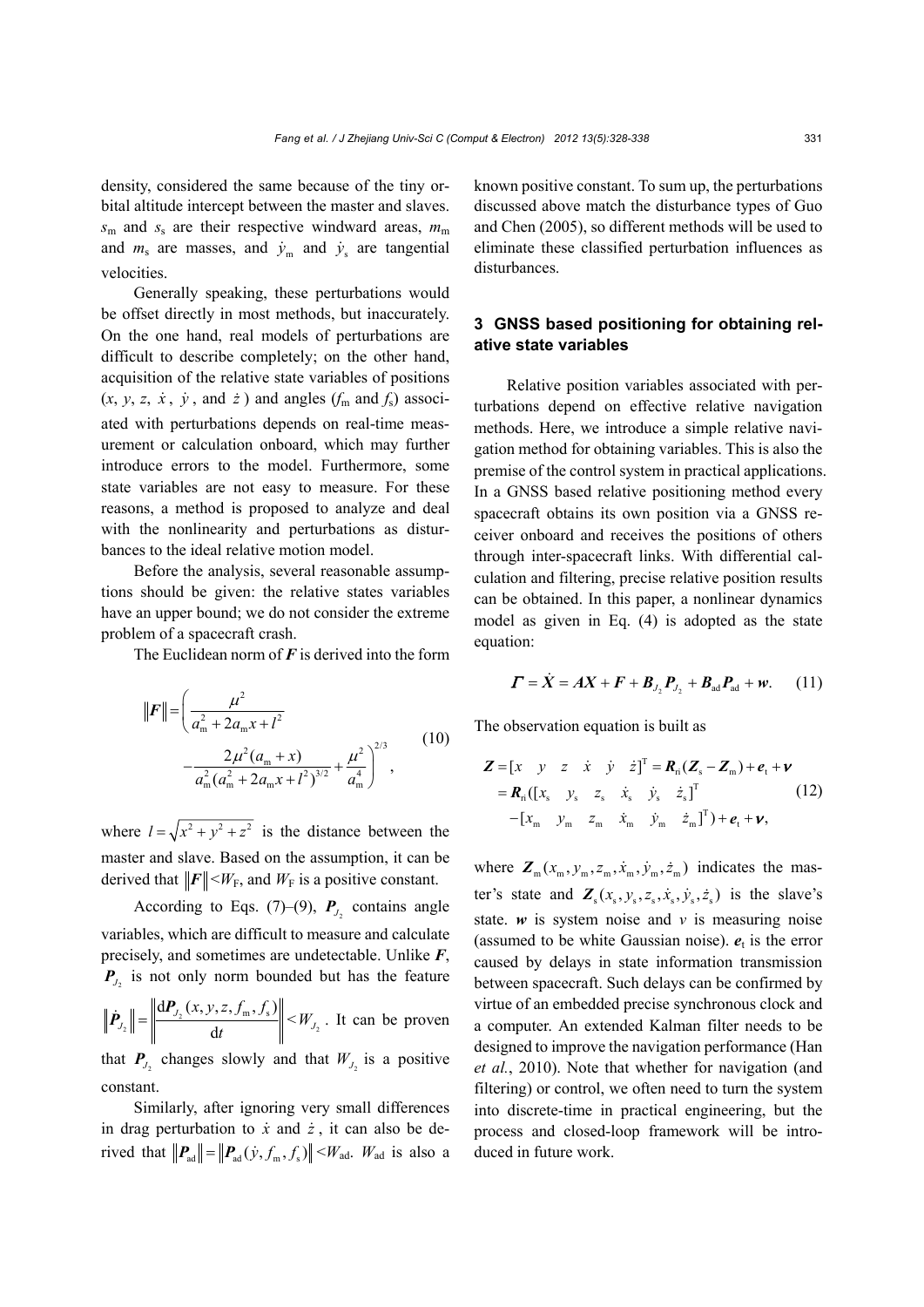density, considered the same because of the tiny orbital altitude intercept between the master and slaves. $s_{\rm m}$ and $s_{\rm s}$ are their respective windward areas, $m_{\rm m}$ and $m_{\rm s}$ are masses, and $\dot{y}_{\rm m}$ and $\dot{y}_{\rm s}$ are tangential velocities.

Generally speaking, these perturbations would be offset directly in most methods, but inaccurately. On the one hand, real models of perturbations are difficult to describe completely; on the other hand, acquisition of the relative state variables of positions ($x$, $y$, $z$, $\dot{x}$, $\dot{y}$, and $\dot{z}$) and angles ($f_{\rm m}$ and $f_{\rm s}$) associated with perturbations depends on real-time measurement or calculation onboard, which may further introduce errors to the model. Furthermore, some state variables are not easy to measure. For these reasons, a method is proposed to analyze and deal with the nonlinearity and perturbations as disturbances to the ideal relative motion model.

Before the analysis, several reasonable assumptions should be given: the relative states variables have an upper bound; we do not consider the extreme problem of a spacecraft crash.

The Euclidean norm of $\boldsymbol{F}$ is derived into the form

$$
\|\boldsymbol{F}\| = \left( \frac{\mu^2}{a_{\rm m}^2 + 2a_{\rm m}x + l^2} - \frac{2\mu^2 (a_{\rm m} + x)}{a_{\rm m}^2 (a_{\rm m}^2 + 2a_{\rm m}x + l^2)^{3/2}} + \frac{\mu^2}{a_{\rm m}^4} \right)^{2/3}, \tag{10}
$$

where $l = \sqrt{x^2 + y^2 + z^2}$ is the distance between the master and slave. Based on the assumption, it can be derived that $\|\boldsymbol{F}\| < W_{\rm F}$, and $W_{\rm F}$ is a positive constant.

According to Eqs. (7)–(9), $\boldsymbol{P}_{J_2}$ contains angle variables, which are difficult to measure and calculate precisely, and sometimes are undetectable. Unlike $\boldsymbol{F}$, $\boldsymbol{P}_{J_2}$ is not only norm bounded but has the feature $\|\dot{\boldsymbol{P}}_{J_2}\| = \left\| \dfrac{{\rm d}\boldsymbol{P}_{J_2}(x, y, z, f_{\rm m}, f_{\rm s})}{{\rm d}t} \right\| < W_{J_2}$. It can be proven that $\boldsymbol{P}_{J_2}$ changes slowly and that $W_{J_2}$ is a positive constant.

Similarly, after ignoring very small differences in drag perturbation to $\dot{x}$ and $\dot{z}$, it can also be derived that $\|\boldsymbol{P}_{\rm ad}\| = \|\boldsymbol{P}_{\rm ad}(\dot{y}, f_{\rm m}, f_{\rm s})\| < W_{\rm ad}$. $W_{\rm ad}$ is also a known positive constant. To sum up, the perturbations discussed above match the disturbance types of Guo and Chen (2005), so different methods will be used to eliminate these classified perturbation influences as disturbances.

## 3 GNSS based positioning for obtaining relative state variables

Relative position variables associated with perturbations depend on effective relative navigation methods. Here, we introduce a simple relative navigation method for obtaining variables. This is also the premise of the control system in practical applications. In a GNSS based relative positioning method every spacecraft obtains its own position via a GNSS receiver onboard and receives the positions of others through inter-spacecraft links. With differential calculation and filtering, precise relative position results can be obtained. In this paper, a nonlinear dynamics model as given in Eq. (4) is adopted as the state equation:

$$
\boldsymbol{\Gamma} = \dot{\boldsymbol{X}} = \boldsymbol{A}\boldsymbol{X} + \boldsymbol{F} + \boldsymbol{B}_{J_2}\boldsymbol{P}_{J_2} + \boldsymbol{B}_{\rm ad}\boldsymbol{P}_{\rm ad} + \boldsymbol{w}. \tag{11}
$$

The observation equation is built as

$$
\begin{aligned}
\boldsymbol{Z} &= [x \quad y \quad z \quad \dot{x} \quad \dot{y} \quad \dot{z}]^{\rm T} = \boldsymbol{R}_{\rm ri}(\boldsymbol{Z}_{\rm s} - \boldsymbol{Z}_{\rm m}) + \boldsymbol{e}_{\rm t} + \boldsymbol{\nu} \\
&= \boldsymbol{R}_{\rm ri}([x_{\rm s} \quad y_{\rm s} \quad z_{\rm s} \quad \dot{x}_{\rm s} \quad \dot{y}_{\rm s} \quad \dot{z}_{\rm s}]^{\rm T} \\
&\quad - [x_{\rm m} \quad y_{\rm m} \quad z_{\rm m} \quad \dot{x}_{\rm m} \quad \dot{y}_{\rm m} \quad \dot{z}_{\rm m}]^{\rm T}) + \boldsymbol{e}_{\rm t} + \boldsymbol{\nu},
\end{aligned} \tag{12}
$$

where $\boldsymbol{Z}_{\rm m}(x_{\rm m}, y_{\rm m}, z_{\rm m}, \dot{x}_{\rm m}, \dot{y}_{\rm m}, \dot{z}_{\rm m})$ indicates the master's state and $\boldsymbol{Z}_{\rm s}(x_{\rm s}, y_{\rm s}, z_{\rm s}, \dot{x}_{\rm s}, \dot{y}_{\rm s}, \dot{z}_{\rm s})$ is the slave's state. $\boldsymbol{w}$ is system noise and $\boldsymbol{\nu}$ is measuring noise (assumed to be white Gaussian noise). $\boldsymbol{e}_{\rm t}$ is the error caused by delays in state information transmission between spacecraft. Such delays can be confirmed by virtue of an embedded precise synchronous clock and a computer. An extended Kalman filter needs to be designed to improve the navigation performance (Han *et al.*, 2010). Note that whether for navigation (and filtering) or control, we often need to turn the system into discrete-time in practical engineering, but the process and closed-loop framework will be introduced in future work.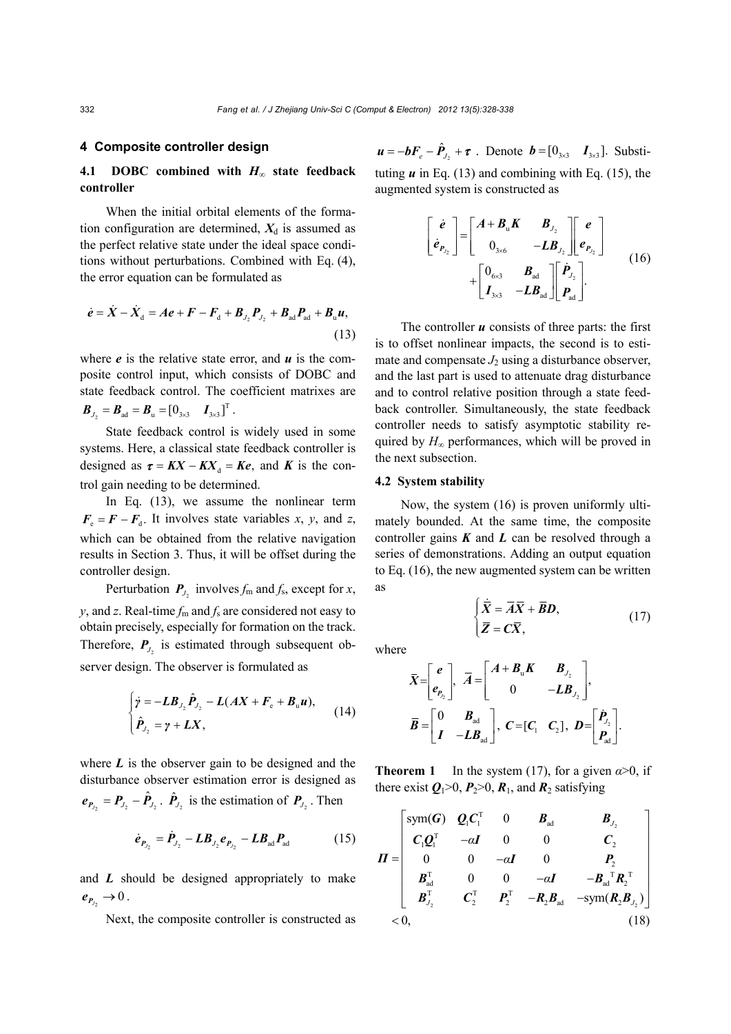## 4 Composite controller design

### 4.1 DOBC combined with $H_\infty$ state feedback controller

When the initial orbital elements of the formation configuration are determined, $\boldsymbol{X}_{\mathrm{d}}$ is assumed as the perfect relative state under the ideal space conditions without perturbations. Combined with Eq. (4), the error equation can be formulated as

$$\dot{\boldsymbol{e}} = \dot{\boldsymbol{X}} - \dot{\boldsymbol{X}}_{\mathrm{d}} = \boldsymbol{A}\boldsymbol{e} + \boldsymbol{F} - \boldsymbol{F}_{\mathrm{d}} + \boldsymbol{B}_{J_2}\boldsymbol{P}_{J_2} + \boldsymbol{B}_{\mathrm{ad}}\boldsymbol{P}_{\mathrm{ad}} + \boldsymbol{B}_{\mathrm{u}}\boldsymbol{u}, \tag{13}$$

where $\boldsymbol{e}$ is the relative state error, and $\boldsymbol{u}$ is the composite control input, which consists of DOBC and state feedback control. The coefficient matrixes are $\boldsymbol{B}_{J_2} = \boldsymbol{B}_{\mathrm{ad}} = \boldsymbol{B}_{\mathrm{u}} = [0_{3\times3} \quad \boldsymbol{I}_{3\times3}]^{\mathrm{T}}$.

State feedback control is widely used in some systems. Here, a classical state feedback controller is designed as $\boldsymbol{\tau} = \boldsymbol{K}\boldsymbol{X} - \boldsymbol{K}\boldsymbol{X}_{\mathrm{d}} = \boldsymbol{K}\boldsymbol{e}$, and $\boldsymbol{K}$ is the control gain needing to be determined.

In Eq. (13), we assume the nonlinear term $\boldsymbol{F}_{\mathrm{e}} = \boldsymbol{F} - \boldsymbol{F}_{\mathrm{d}}$. It involves state variables $x$, $y$, and $z$, which can be obtained from the relative navigation results in Section 3. Thus, it will be offset during the controller design.

Perturbation $\boldsymbol{P}_{J_2}$ involves $f_{\mathrm{m}}$ and $f_{\mathrm{s}}$, except for $x$, $y$, and $z$. Real-time $f_{\mathrm{m}}$ and $f_{\mathrm{s}}$ are considered not easy to obtain precisely, especially for formation on the track. Therefore, $\boldsymbol{P}_{J_2}$ is estimated through subsequent observer design. The observer is formulated as

$$\begin{cases} \dot{\boldsymbol{\gamma}} = -\boldsymbol{L}\boldsymbol{B}_{J_2}\hat{\boldsymbol{P}}_{J_2} - \boldsymbol{L}(\boldsymbol{A}\boldsymbol{X} + \boldsymbol{F}_{\mathrm{e}} + \boldsymbol{B}_{\mathrm{u}}\boldsymbol{u}), \\ \hat{\boldsymbol{P}}_{J_2} = \boldsymbol{\gamma} + \boldsymbol{L}\boldsymbol{X}, \end{cases} \tag{14}$$

where $\boldsymbol{L}$ is the observer gain to be designed and the disturbance observer estimation error is designed as $\boldsymbol{e}_{\boldsymbol{P}_{J_2}} = \boldsymbol{P}_{J_2} - \hat{\boldsymbol{P}}_{J_2}$. $\hat{\boldsymbol{P}}_{J_2}$ is the estimation of $\boldsymbol{P}_{J_2}$. Then

$$\dot{\boldsymbol{e}}_{\boldsymbol{P}_{J_2}} = \dot{\boldsymbol{P}}_{J_2} - \boldsymbol{L}\boldsymbol{B}_{J_2}\boldsymbol{e}_{\boldsymbol{P}_{J_2}} - \boldsymbol{L}\boldsymbol{B}_{\mathrm{ad}}\boldsymbol{P}_{\mathrm{ad}} \tag{15}$$

and $\boldsymbol{L}$ should be designed appropriately to make $\boldsymbol{e}_{\boldsymbol{P}_{J_2}} \to 0$.

Next, the composite controller is constructed as $\boldsymbol{u} = -\boldsymbol{b}\boldsymbol{F}_e - \hat{\boldsymbol{P}}_{J_2} + \boldsymbol{\tau}$. Denote $\boldsymbol{b} = [0_{3\times3} \quad \boldsymbol{I}_{3\times3}]$. Substituting $\boldsymbol{u}$ in Eq. (13) and combining with Eq. (15), the augmented system is constructed as

$$\begin{bmatrix} \dot{\boldsymbol{e}} \\ \dot{\boldsymbol{e}}_{\boldsymbol{P}_{J_2}} \end{bmatrix} = \begin{bmatrix} \boldsymbol{A} + \boldsymbol{B}_{\mathrm{u}}\boldsymbol{K} & \boldsymbol{B}_{J_2} \\ 0_{3\times6} & -\boldsymbol{L}\boldsymbol{B}_{J_2} \end{bmatrix} \begin{bmatrix} \boldsymbol{e} \\ \boldsymbol{e}_{\boldsymbol{P}_{J_2}} \end{bmatrix} + \begin{bmatrix} 0_{6\times3} & \boldsymbol{B}_{\mathrm{ad}} \\ \boldsymbol{I}_{3\times3} & -\boldsymbol{L}\boldsymbol{B}_{\mathrm{ad}} \end{bmatrix} \begin{bmatrix} \dot{\boldsymbol{P}}_{J_2} \\ \boldsymbol{P}_{\mathrm{ad}} \end{bmatrix}. \tag{16}$$

The controller $\boldsymbol{u}$ consists of three parts: the first is to offset nonlinear impacts, the second is to estimate and compensate $J_2$ using a disturbance observer, and the last part is used to attenuate drag disturbance and to control relative position through a state feedback controller. Simultaneously, the state feedback controller needs to satisfy asymptotic stability required by $H_\infty$ performances, which will be proved in the next subsection.

### 4.2 System stability

Now, the system (16) is proven uniformly ultimately bounded. At the same time, the composite controller gains $\boldsymbol{K}$ and $\boldsymbol{L}$ can be resolved through a series of demonstrations. Adding an output equation to Eq. (16), the new augmented system can be written as

$$\begin{cases} \dot{\bar{\boldsymbol{X}}} = \bar{\boldsymbol{A}}\bar{\boldsymbol{X}} + \bar{\boldsymbol{B}}\boldsymbol{D}, \\ \bar{\boldsymbol{Z}} = \boldsymbol{C}\bar{\boldsymbol{X}}, \end{cases} \tag{17}$$

where

$$\bar{\boldsymbol{X}} = \begin{bmatrix} \boldsymbol{e} \\ \boldsymbol{e}_{\boldsymbol{P}_{J_2}} \end{bmatrix},\ \bar{\boldsymbol{A}} = \begin{bmatrix} \boldsymbol{A} + \boldsymbol{B}_{\mathrm{u}}\boldsymbol{K} & \boldsymbol{B}_{J_2} \\ 0 & -\boldsymbol{L}\boldsymbol{B}_{J_2} \end{bmatrix},$$

$$\bar{\boldsymbol{B}} = \begin{bmatrix} 0 & \boldsymbol{B}_{\mathrm{ad}} \\ \boldsymbol{I} & -\boldsymbol{L}\boldsymbol{B}_{\mathrm{ad}} \end{bmatrix},\ \boldsymbol{C} = [\boldsymbol{C}_1 \quad \boldsymbol{C}_2],\ \boldsymbol{D} = \begin{bmatrix} \dot{\boldsymbol{P}}_{J_2} \\ \boldsymbol{P}_{\mathrm{ad}} \end{bmatrix}.$$

**Theorem 1** In the system (17), for a given $\alpha>0$, if there exist $\boldsymbol{Q}_1>0$, $\boldsymbol{P}_2>0$, $\boldsymbol{R}_1$, and $\boldsymbol{R}_2$ satisfying

$$\boldsymbol{\Pi} = \begin{bmatrix} \mathrm{sym}(\boldsymbol{G}) & \boldsymbol{Q}_1\boldsymbol{C}_1^{\mathrm{T}} & 0 & \boldsymbol{B}_{\mathrm{ad}} & \boldsymbol{B}_{J_2} \\ \boldsymbol{C}_1\boldsymbol{Q}_1^{\mathrm{T}} & -\alpha\boldsymbol{I} & 0 & 0 & \boldsymbol{C}_2 \\ 0 & 0 & -\alpha\boldsymbol{I} & 0 & \boldsymbol{P}_2 \\ \boldsymbol{B}_{\mathrm{ad}}^{\mathrm{T}} & 0 & 0 & -\alpha\boldsymbol{I} & -\boldsymbol{B}_{\mathrm{ad}}^{\mathrm{T}}\boldsymbol{R}_2^{\mathrm{T}} \\ \boldsymbol{B}_{J_2}^{\mathrm{T}} & \boldsymbol{C}_2^{\mathrm{T}} & \boldsymbol{P}_2^{\mathrm{T}} & -\boldsymbol{R}_2\boldsymbol{B}_{\mathrm{ad}} & -\mathrm{sym}(\boldsymbol{R}_2\boldsymbol{B}_{J_2}) \end{bmatrix} < 0, \tag{18}$$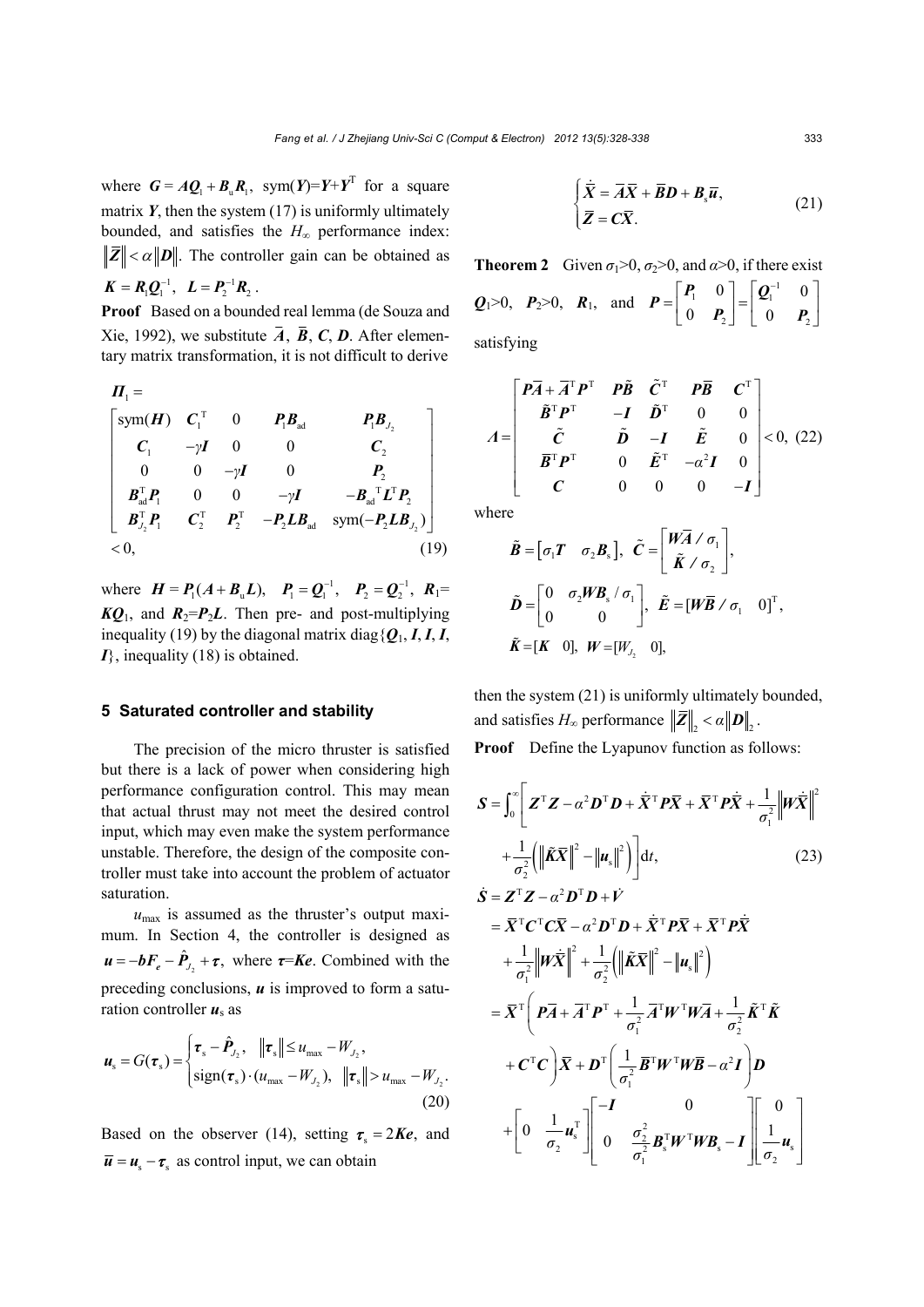where $\boldsymbol{G} = \boldsymbol{A}\boldsymbol{Q}_1 + \boldsymbol{B}_{\rm u}\boldsymbol{R}_1$, sym($\boldsymbol{Y}$)=$\boldsymbol{Y}$+$\boldsymbol{Y}^{\rm T}$ for a square matrix $\boldsymbol{Y}$, then the system (17) is uniformly ultimately bounded, and satisfies the $H_\infty$ performance index: $\|\bar{\boldsymbol{Z}}\| < \alpha \|\boldsymbol{D}\|$. The controller gain can be obtained as $\boldsymbol{K} = \boldsymbol{R}_1\boldsymbol{Q}_1^{-1}$, $\boldsymbol{L} = \boldsymbol{P}_2^{-1}\boldsymbol{R}_2$.

**Proof** Based on a bounded real lemma (de Souza and Xie, 1992), we substitute $\bar{\boldsymbol{A}}$, $\bar{\boldsymbol{B}}$, $\boldsymbol{C}$, $\boldsymbol{D}$. After elementary matrix transformation, it is not difficult to derive

$$
\boldsymbol{\Pi}_1 =
\begin{bmatrix}
\text{sym}(\boldsymbol{H}) & \boldsymbol{C}_1^{\rm T} & 0 & \boldsymbol{P}_1\boldsymbol{B}_{\rm ad} & \boldsymbol{P}_1\boldsymbol{B}_{J_2} \\
\boldsymbol{C}_1 & -\gamma\boldsymbol{I} & 0 & 0 & \boldsymbol{C}_2 \\
0 & 0 & -\gamma\boldsymbol{I} & 0 & \boldsymbol{P}_2 \\
\boldsymbol{B}_{\rm ad}^{\rm T}\boldsymbol{P}_1 & 0 & 0 & -\gamma\boldsymbol{I} & -\boldsymbol{B}_{\rm ad}{}^{\rm T}\boldsymbol{L}^{\rm T}\boldsymbol{P}_2 \\
\boldsymbol{B}_{J_2}^{\rm T}\boldsymbol{P}_1 & \boldsymbol{C}_2^{\rm T} & \boldsymbol{P}_2^{\rm T} & -\boldsymbol{P}_2\boldsymbol{L}\boldsymbol{B}_{\rm ad} & \text{sym}(-\boldsymbol{P}_2\boldsymbol{L}\boldsymbol{B}_{J_2})
\end{bmatrix}
< 0, \tag{19}
$$

where $\boldsymbol{H} = \boldsymbol{P}_1(\boldsymbol{A} + \boldsymbol{B}_{\rm u}\boldsymbol{L})$, $\boldsymbol{P}_1 = \boldsymbol{Q}_1^{-1}$, $\boldsymbol{P}_2 = \boldsymbol{Q}_2^{-1}$, $\boldsymbol{R}_1$= $\boldsymbol{K}\boldsymbol{Q}_1$, and $\boldsymbol{R}_2$=$\boldsymbol{P}_2\boldsymbol{L}$. Then pre- and post-multiplying inequality (19) by the diagonal matrix diag{$\boldsymbol{Q}_1$, $\boldsymbol{I}$, $\boldsymbol{I}$, $\boldsymbol{I}$}, inequality (18) is obtained.

## 5 Saturated controller and stability

The precision of the micro thruster is satisfied but there is a lack of power when considering high performance configuration control. This may mean that actual thrust may not meet the desired control input, which may even make the system performance unstable. Therefore, the design of the composite controller must take into account the problem of actuator saturation.

$u_{\max}$ is assumed as the thruster's output maximum. In Section 4, the controller is designed as $\boldsymbol{u} = -\boldsymbol{b}\boldsymbol{F}_e - \hat{\boldsymbol{P}}_{J_2} + \boldsymbol{\tau}$, where $\boldsymbol{\tau}$=$\boldsymbol{K}\boldsymbol{e}$. Combined with the preceding conclusions, $\boldsymbol{u}$ is improved to form a saturation controller $\boldsymbol{u}_{\rm s}$ as

$$
\boldsymbol{u}_{\rm s} = G(\boldsymbol{\tau}_{\rm s}) =
\begin{cases}
\boldsymbol{\tau}_{\rm s} - \hat{\boldsymbol{P}}_{J_2}, & \|\boldsymbol{\tau}_{\rm s}\| \le u_{\max} - W_{J_2}, \\
\text{sign}(\boldsymbol{\tau}_{\rm s}) \cdot (u_{\max} - W_{J_2}), & \|\boldsymbol{\tau}_{\rm s}\| > u_{\max} - W_{J_2}.
\end{cases} \tag{20}
$$

Based on the observer (14), setting $\boldsymbol{\tau}_{\rm s} = 2\boldsymbol{K}\boldsymbol{e}$, and $\bar{\boldsymbol{u}} = \boldsymbol{u}_{\rm s} - \boldsymbol{\tau}_{\rm s}$ as control input, we can obtain

$$
\begin{cases}
\dot{\bar{\boldsymbol{X}}} = \bar{\boldsymbol{A}}\bar{\boldsymbol{X}} + \bar{\boldsymbol{B}}\boldsymbol{D} + \boldsymbol{B}_{\rm s}\bar{\boldsymbol{u}}, \\
\bar{\boldsymbol{Z}} = \boldsymbol{C}\bar{\boldsymbol{X}}.
\end{cases} \tag{21}
$$

**Theorem 2** Given $\sigma_1$>0, $\sigma_2$>0, and $\alpha$>0, if there exist $\boldsymbol{Q}_1$>0, $\boldsymbol{P}_2$>0, $\boldsymbol{R}_1$, and $\boldsymbol{P} = \begin{bmatrix} \boldsymbol{P}_1 & 0 \\ 0 & \boldsymbol{P}_2 \end{bmatrix} = \begin{bmatrix} \boldsymbol{Q}_1^{-1} & 0 \\ 0 & \boldsymbol{P}_2 \end{bmatrix}$ satisfying

$$
\boldsymbol{\Lambda} =
\begin{bmatrix}
\boldsymbol{P}\bar{\boldsymbol{A}} + \bar{\boldsymbol{A}}^{\rm T}\boldsymbol{P}^{\rm T} & \boldsymbol{P}\tilde{\boldsymbol{B}} & \tilde{\boldsymbol{C}}^{\rm T} & \boldsymbol{P}\bar{\boldsymbol{B}} & \boldsymbol{C}^{\rm T} \\
\tilde{\boldsymbol{B}}^{\rm T}\boldsymbol{P}^{\rm T} & -\boldsymbol{I} & \tilde{\boldsymbol{D}}^{\rm T} & 0 & 0 \\
\tilde{\boldsymbol{C}} & \tilde{\boldsymbol{D}} & -\boldsymbol{I} & \tilde{\boldsymbol{E}} & 0 \\
\bar{\boldsymbol{B}}^{\rm T}\boldsymbol{P}^{\rm T} & 0 & \tilde{\boldsymbol{E}}^{\rm T} & -\alpha^2\boldsymbol{I} & 0 \\
\boldsymbol{C} & 0 & 0 & 0 & -\boldsymbol{I}
\end{bmatrix}
< 0, \tag{22}
$$

where

$$
\tilde{\boldsymbol{B}} = [\sigma_1\boldsymbol{T} \quad \sigma_2\boldsymbol{B}_{\rm s}], \quad \tilde{\boldsymbol{C}} = \begin{bmatrix} \boldsymbol{W}\bar{\boldsymbol{A}} / \sigma_1 \\ \tilde{\boldsymbol{K}} / \sigma_2 \end{bmatrix},
$$

$$
\tilde{\boldsymbol{D}} = \begin{bmatrix} 0 & \sigma_2\boldsymbol{W}\boldsymbol{B}_{\rm s} / \sigma_1 \\ 0 & 0 \end{bmatrix}, \quad \tilde{\boldsymbol{E}} = [\boldsymbol{W}\bar{\boldsymbol{B}} / \sigma_1 \quad 0]^{\rm T},
$$

$$
\tilde{\boldsymbol{K}} = [\boldsymbol{K} \quad 0], \quad \boldsymbol{W} = [W_{J_2} \quad 0],
$$

then the system (21) is uniformly ultimately bounded, and satisfies $H_\infty$ performance $\|\bar{\boldsymbol{Z}}\|_2 < \alpha\|\boldsymbol{D}\|_2$.

**Proof** Define the Lyapunov function as follows:

$$
\boldsymbol{S} = \int_0^\infty \Bigg[ \bar{\boldsymbol{Z}}^{\rm T}\bar{\boldsymbol{Z}} - \alpha^2\boldsymbol{D}^{\rm T}\boldsymbol{D} + \dot{\bar{\boldsymbol{X}}}^{\rm T}\boldsymbol{P}\bar{\boldsymbol{X}} + \bar{\boldsymbol{X}}^{\rm T}\boldsymbol{P}\dot{\bar{\boldsymbol{X}}} + \frac{1}{\sigma_1^2}\left\|\boldsymbol{W}\dot{\bar{\boldsymbol{X}}}\right\|^2
+ \frac{1}{\sigma_2^2}\left( \left\|\tilde{\boldsymbol{K}}\bar{\boldsymbol{X}}\right\|^2 - \left\|\boldsymbol{u}_{\rm s}\right\|^2 \right) \Bigg] {\rm d}t, \tag{23}
$$

$$
\begin{aligned}
\dot{\boldsymbol{S}} &= \bar{\boldsymbol{Z}}^{\rm T}\bar{\boldsymbol{Z}} - \alpha^2\boldsymbol{D}^{\rm T}\boldsymbol{D} + \dot{\boldsymbol{V}} \\
&= \bar{\boldsymbol{X}}^{\rm T}\boldsymbol{C}^{\rm T}\boldsymbol{C}\bar{\boldsymbol{X}} - \alpha^2\boldsymbol{D}^{\rm T}\boldsymbol{D} + \dot{\bar{\boldsymbol{X}}}^{\rm T}\boldsymbol{P}\bar{\boldsymbol{X}} + \bar{\boldsymbol{X}}^{\rm T}\boldsymbol{P}\dot{\bar{\boldsymbol{X}}} \\
&\quad + \frac{1}{\sigma_1^2}\left\|\boldsymbol{W}\dot{\bar{\boldsymbol{X}}}\right\|^2 + \frac{1}{\sigma_2^2}\left( \left\|\tilde{\boldsymbol{K}}\bar{\boldsymbol{X}}\right\|^2 - \left\|\boldsymbol{u}_{\rm s}\right\|^2 \right) \\
&= \bar{\boldsymbol{X}}^{\rm T}\left( \boldsymbol{P}\bar{\boldsymbol{A}} + \bar{\boldsymbol{A}}^{\rm T}\boldsymbol{P}^{\rm T} + \frac{1}{\sigma_1^2}\bar{\boldsymbol{A}}^{\rm T}\boldsymbol{W}^{\rm T}\boldsymbol{W}\bar{\boldsymbol{A}} + \frac{1}{\sigma_2^2}\tilde{\boldsymbol{K}}^{\rm T}\tilde{\boldsymbol{K}} \right. \\
&\quad \left. + \boldsymbol{C}^{\rm T}\boldsymbol{C} \right)\bar{\boldsymbol{X}} + \boldsymbol{D}^{\rm T}\left( \frac{1}{\sigma_1^2}\bar{\boldsymbol{B}}^{\rm T}\boldsymbol{W}^{\rm T}\boldsymbol{W}\bar{\boldsymbol{B}} - \alpha^2\boldsymbol{I} \right)\boldsymbol{D} \\
&\quad + \begin{bmatrix} 0 & \dfrac{1}{\sigma_2}\boldsymbol{u}_{\rm s}^{\rm T} \end{bmatrix}
\begin{bmatrix} -\boldsymbol{I} & 0 \\ 0 & \dfrac{\sigma_2^2}{\sigma_1^2}\boldsymbol{B}_{\rm s}^{\rm T}\boldsymbol{W}^{\rm T}\boldsymbol{W}\boldsymbol{B}_{\rm s} - \boldsymbol{I} \end{bmatrix}
\begin{bmatrix} 0 \\ \dfrac{1}{\sigma_2}\boldsymbol{u}_{\rm s} \end{bmatrix}
\end{aligned}
$$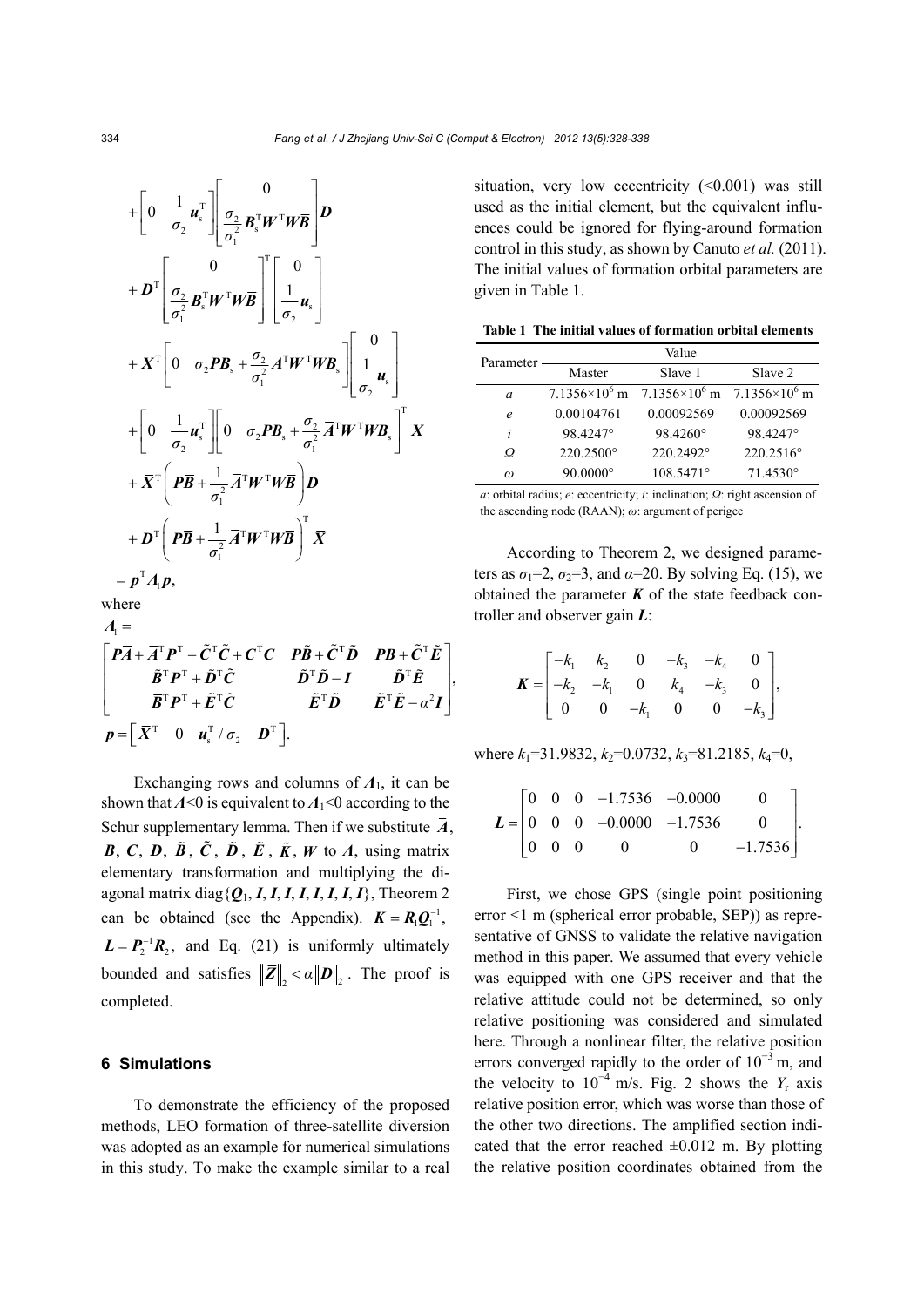$$
+\begin{bmatrix} 0 & \frac{1}{\sigma_2}\boldsymbol{u}_\mathrm{s}^\mathrm{T} \end{bmatrix} \begin{bmatrix} 0 \\ \frac{\sigma_2}{\sigma_1^2}\boldsymbol{B}_\mathrm{s}^\mathrm{T}\boldsymbol{W}^\mathrm{T}\boldsymbol{W}\bar{\boldsymbol{B}} \end{bmatrix} \boldsymbol{D}
$$

$$
+\boldsymbol{D}^\mathrm{T} \begin{bmatrix} 0 \\ \frac{\sigma_2}{\sigma_1^2}\boldsymbol{B}_\mathrm{s}^\mathrm{T}\boldsymbol{W}^\mathrm{T}\boldsymbol{W}\bar{\boldsymbol{B}} \end{bmatrix}^\mathrm{T} \begin{bmatrix} 0 \\ \frac{1}{\sigma_2}\boldsymbol{u}_\mathrm{s} \end{bmatrix}
$$

$$
+\bar{\boldsymbol{X}}^\mathrm{T} \begin{bmatrix} 0 & \sigma_2\boldsymbol{P}\boldsymbol{B}_\mathrm{s} + \frac{\sigma_2}{\sigma_1^2}\bar{\boldsymbol{A}}^\mathrm{T}\boldsymbol{W}^\mathrm{T}\boldsymbol{W}\boldsymbol{B}_\mathrm{s} \end{bmatrix} \begin{bmatrix} 0 \\ \frac{1}{\sigma_2}\boldsymbol{u}_\mathrm{s} \end{bmatrix}
$$

$$
+\begin{bmatrix} 0 & \frac{1}{\sigma_2}\boldsymbol{u}_\mathrm{s}^\mathrm{T} \end{bmatrix} \begin{bmatrix} 0 & \sigma_2\boldsymbol{P}\boldsymbol{B}_\mathrm{s} + \frac{\sigma_2}{\sigma_1^2}\bar{\boldsymbol{A}}^\mathrm{T}\boldsymbol{W}^\mathrm{T}\boldsymbol{W}\boldsymbol{B}_\mathrm{s} \end{bmatrix}^\mathrm{T} \bar{\boldsymbol{X}}
$$

$$
+\bar{\boldsymbol{X}}^\mathrm{T}\left(\boldsymbol{P}\bar{\boldsymbol{B}} + \frac{1}{\sigma_1^2}\bar{\boldsymbol{A}}^\mathrm{T}\boldsymbol{W}^\mathrm{T}\boldsymbol{W}\bar{\boldsymbol{B}}\right)\boldsymbol{D}
$$

$$
+\boldsymbol{D}^\mathrm{T}\left(\boldsymbol{P}\bar{\boldsymbol{B}} + \frac{1}{\sigma_1^2}\bar{\boldsymbol{A}}^\mathrm{T}\boldsymbol{W}^\mathrm{T}\boldsymbol{W}\bar{\boldsymbol{B}}\right)^\mathrm{T}\bar{\boldsymbol{X}}
$$

$$
=\boldsymbol{p}^\mathrm{T}\boldsymbol{\Lambda}_1\boldsymbol{p},
$$

where

$$
\boldsymbol{\Lambda}_1 = \begin{bmatrix} \boldsymbol{P}\bar{\boldsymbol{A}} + \bar{\boldsymbol{A}}^\mathrm{T}\boldsymbol{P}^\mathrm{T} + \tilde{\boldsymbol{C}}^\mathrm{T}\tilde{\boldsymbol{C}} + \boldsymbol{C}^\mathrm{T}\boldsymbol{C} & \boldsymbol{P}\tilde{\boldsymbol{B}} + \tilde{\boldsymbol{C}}^\mathrm{T}\tilde{\boldsymbol{D}} & \boldsymbol{P}\bar{\boldsymbol{B}} + \tilde{\boldsymbol{C}}^\mathrm{T}\tilde{\boldsymbol{E}} \\ \tilde{\boldsymbol{B}}^\mathrm{T}\boldsymbol{P}^\mathrm{T} + \tilde{\boldsymbol{D}}^\mathrm{T}\tilde{\boldsymbol{C}} & \tilde{\boldsymbol{D}}^\mathrm{T}\tilde{\boldsymbol{D}} - \boldsymbol{I} & \tilde{\boldsymbol{D}}^\mathrm{T}\tilde{\boldsymbol{E}} \\ \bar{\boldsymbol{B}}^\mathrm{T}\boldsymbol{P}^\mathrm{T} + \tilde{\boldsymbol{E}}^\mathrm{T}\tilde{\boldsymbol{C}} & \tilde{\boldsymbol{E}}^\mathrm{T}\tilde{\boldsymbol{D}} & \tilde{\boldsymbol{E}}^\mathrm{T}\tilde{\boldsymbol{E}} - \alpha^2\boldsymbol{I} \end{bmatrix},
$$

$$
\boldsymbol{p} = \begin{bmatrix} \bar{\boldsymbol{X}}^\mathrm{T} & 0 & \boldsymbol{u}_\mathrm{s}^\mathrm{T}/\sigma_2 & \boldsymbol{D}^\mathrm{T} \end{bmatrix}.
$$

Exchanging rows and columns of $\boldsymbol{\Lambda}_1$, it can be shown that $\boldsymbol{\Lambda}<0$ is equivalent to $\boldsymbol{\Lambda}_1<0$ according to the Schur supplementary lemma. Then if we substitute $\bar{\boldsymbol{A}}$, $\bar{\boldsymbol{B}}$, $\boldsymbol{C}$, $\boldsymbol{D}$, $\tilde{\boldsymbol{B}}$, $\tilde{\boldsymbol{C}}$, $\tilde{\boldsymbol{D}}$, $\tilde{\boldsymbol{E}}$, $\tilde{\boldsymbol{K}}$, $\boldsymbol{W}$ to $\boldsymbol{\Lambda}$, using matrix elementary transformation and multiplying the diagonal matrix diag$\{\boldsymbol{Q}_1, \boldsymbol{I}, \boldsymbol{I}, \boldsymbol{I}, \boldsymbol{I}, \boldsymbol{I}, \boldsymbol{I}, \boldsymbol{I}\}$, Theorem 2 can be obtained (see the Appendix). $\boldsymbol{K}=\boldsymbol{R}_1\boldsymbol{Q}_1^{-1}$, $\boldsymbol{L}=\boldsymbol{P}_2^{-1}\boldsymbol{R}_2$, and Eq. (21) is uniformly ultimately bounded and satisfies $\|\bar{\boldsymbol{Z}}\|_2 < \alpha\|\boldsymbol{D}\|_2$. The proof is completed.

## 6 Simulations

To demonstrate the efficiency of the proposed methods, LEO formation of three-satellite diversion was adopted as an example for numerical simulations in this study. To make the example similar to a real situation, very low eccentricity (<0.001) was still used as the initial element, but the equivalent influences could be ignored for flying-around formation control in this study, as shown by Canuto *et al.* (2011). The initial values of formation orbital parameters are given in Table 1.

**Table 1 The initial values of formation orbital elements**

| Parameter | Value | | |
|---|---|---|---|
| | Master | Slave 1 | Slave 2 |
| $a$ | $7.1356\times10^6$ m | $7.1356\times10^6$ m | $7.1356\times10^6$ m |
| $e$ | 0.00104761 | 0.00092569 | 0.00092569 |
| $i$ | 98.4247° | 98.4260° | 98.4247° |
| $\Omega$ | 220.2500° | 220.2492° | 220.2516° |
| $\omega$ | 90.0000° | 108.5471° | 71.4530° |

$a$: orbital radius; $e$: eccentricity; $i$: inclination; $\Omega$: right ascension of the ascending node (RAAN); $\omega$: argument of perigee

According to Theorem 2, we designed parameters as $\sigma_1=2$, $\sigma_2=3$, and $\alpha=20$. By solving Eq. (15), we obtained the parameter $\boldsymbol{K}$ of the state feedback controller and observer gain $\boldsymbol{L}$:

$$
\boldsymbol{K} = \begin{bmatrix} -k_1 & k_2 & 0 & -k_3 & -k_4 & 0 \\ -k_2 & -k_1 & 0 & k_4 & -k_3 & 0 \\ 0 & 0 & -k_1 & 0 & 0 & -k_3 \end{bmatrix},
$$

where $k_1=31.9832$, $k_2=0.0732$, $k_3=81.2185$, $k_4=0$,

$$
\boldsymbol{L} = \begin{bmatrix} 0 & 0 & 0 & -1.7536 & -0.0000 & 0 \\ 0 & 0 & 0 & -0.0000 & -1.7536 & 0 \\ 0 & 0 & 0 & 0 & 0 & -1.7536 \end{bmatrix}.
$$

First, we chose GPS (single point positioning error <1 m (spherical error probable, SEP)) as representative of GNSS to validate the relative navigation method in this paper. We assumed that every vehicle was equipped with one GPS receiver and that the relative attitude could not be determined, so only relative positioning was considered and simulated here. Through a nonlinear filter, the relative position errors converged rapidly to the order of $10^{-3}$ m, and the velocity to $10^{-4}$ m/s. Fig. 2 shows the $Y_\mathrm{r}$ axis relative position error, which was worse than those of the other two directions. The amplified section indicated that the error reached ±0.012 m. By plotting the relative position coordinates obtained from the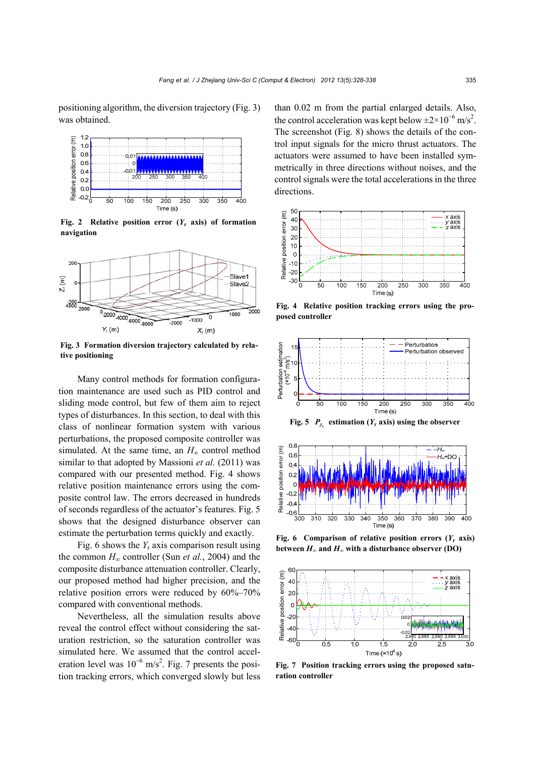positioning algorithm, the diversion trajectory (Fig. 3) was obtained.

Fig. 2 Relative position error ($Y_r$ axis) of formation navigation

Fig. 3 Formation diversion trajectory calculated by relative positioning

Many control methods for formation configuration maintenance are used such as PID control and sliding mode control, but few of them aim to reject types of disturbances. In this section, to deal with this class of nonlinear formation system with various perturbations, the proposed composite controller was simulated. At the same time, an $H_\infty$ control method similar to that adopted by Massioni *et al.* (2011) was compared with our presented method. Fig. 4 shows relative position maintenance errors using the composite control law. The errors decreased in hundreds of seconds regardless of the actuator's features. Fig. 5 shows that the designed disturbance observer can estimate the perturbation terms quickly and exactly.

Fig. 6 shows the $Y_r$ axis comparison result using the common $H_\infty$ controller (Sun *et al.*, 2004) and the composite disturbance attenuation controller. Clearly, our proposed method had higher precision, and the relative position errors were reduced by 60%–70% compared with conventional methods.

Nevertheless, all the simulation results above reveal the control effect without considering the saturation restriction, so the saturation controller was simulated here. We assumed that the control acceleration level was $10^{-6}$ m/s$^2$. Fig. 7 presents the position tracking errors, which converged slowly but less than 0.02 m from the partial enlarged details. Also, the control acceleration was kept below $\pm 2\times10^{-6}$ m/s$^2$. The screenshot (Fig. 8) shows the details of the control input signals for the micro thrust actuators. The actuators were assumed to have been installed symmetrically in three directions without noises, and the control signals were the total accelerations in the three directions.

Fig. 4 Relative position tracking errors using the proposed controller

Fig. 5 $P_{J_2}$ estimation ($Y_r$ axis) using the observer

Fig. 6 Comparison of relative position errors ($Y_r$ axis) between $H_\infty$ and $H_\infty$ with a disturbance observer (DO)

Fig. 7 Position tracking errors using the proposed saturation controller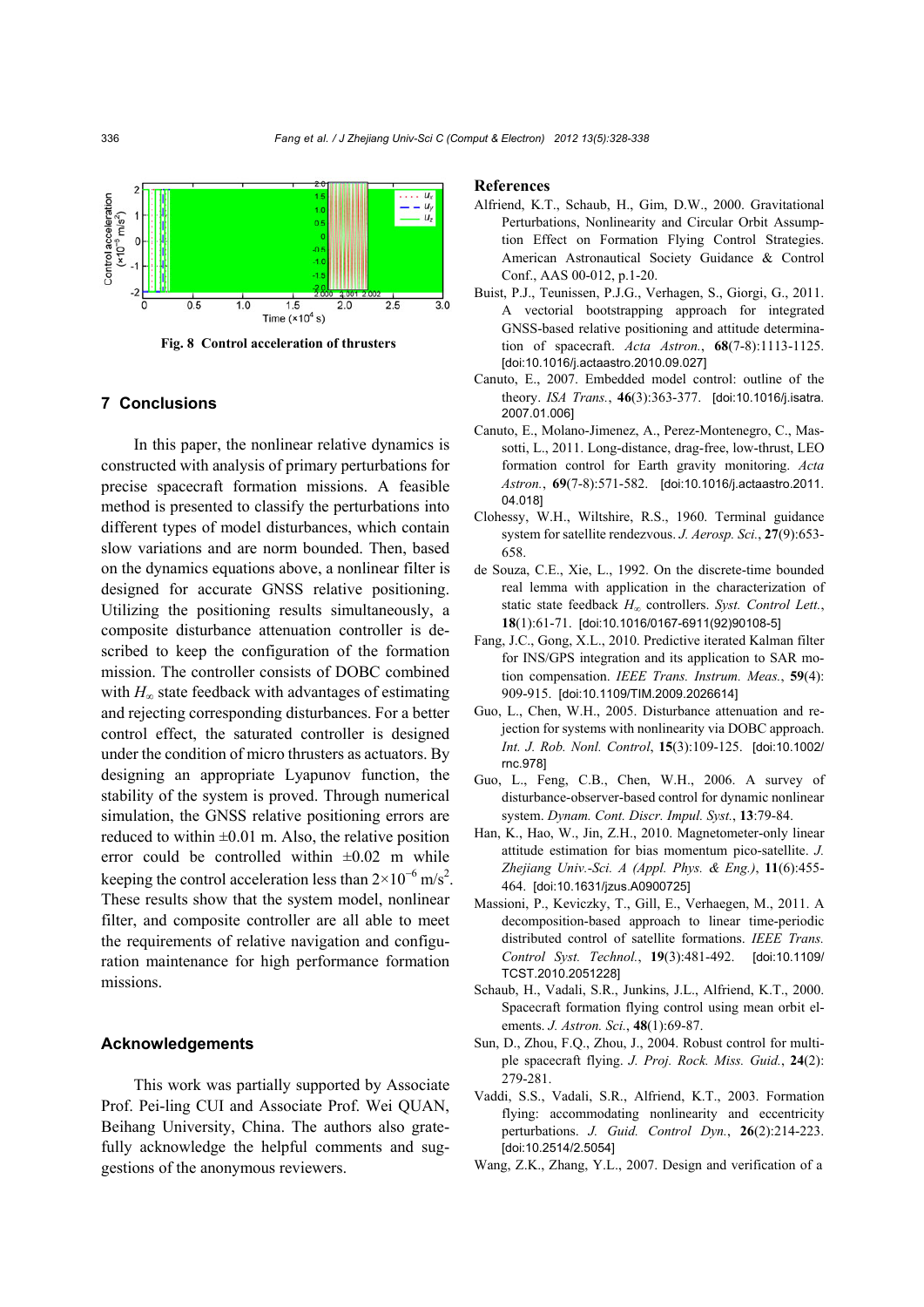Fig. 8 Control acceleration of thrusters

## 7 Conclusions

In this paper, the nonlinear relative dynamics is constructed with analysis of primary perturbations for precise spacecraft formation missions. A feasible method is presented to classify the perturbations into different types of model disturbances, which contain slow variations and are norm bounded. Then, based on the dynamics equations above, a nonlinear filter is designed for accurate GNSS relative positioning. Utilizing the positioning results simultaneously, a composite disturbance attenuation controller is described to keep the configuration of the formation mission. The controller consists of DOBC combined with $H_\infty$ state feedback with advantages of estimating and rejecting corresponding disturbances. For a better control effect, the saturated controller is designed under the condition of micro thrusters as actuators. By designing an appropriate Lyapunov function, the stability of the system is proved. Through numerical simulation, the GNSS relative positioning errors are reduced to within ±0.01 m. Also, the relative position error could be controlled within ±0.02 m while keeping the control acceleration less than $2\times10^{-6}$ m/s$^2$. These results show that the system model, nonlinear filter, and composite controller are all able to meet the requirements of relative navigation and configuration maintenance for high performance formation missions.

## Acknowledgements

This work was partially supported by Associate Prof. Pei-ling CUI and Associate Prof. Wei QUAN, Beihang University, China. The authors also gratefully acknowledge the helpful comments and suggestions of the anonymous reviewers.

## References

Alfriend, K.T., Schaub, H., Gim, D.W., 2000. Gravitational Perturbations, Nonlinearity and Circular Orbit Assumption Effect on Formation Flying Control Strategies. American Astronautical Society Guidance & Control Conf., AAS 00-012, p.1-20.

Buist, P.J., Teunissen, P.J.G., Verhagen, S., Giorgi, G., 2011. A vectorial bootstrapping approach for integrated GNSS-based relative positioning and attitude determination of spacecraft. *Acta Astron.*, **68**(7-8):1113-1125. [doi:10.1016/j.actaastro.2010.09.027]

Canuto, E., 2007. Embedded model control: outline of the theory. *ISA Trans.*, **46**(3):363-377. [doi:10.1016/j.isatra.2007.01.006]

Canuto, E., Molano-Jimenez, A., Perez-Montenegro, C., Massotti, L., 2011. Long-distance, drag-free, low-thrust, LEO formation control for Earth gravity monitoring. *Acta Astron.*, **69**(7-8):571-582. [doi:10.1016/j.actaastro.2011.04.018]

Clohessy, W.H., Wiltshire, R.S., 1960. Terminal guidance system for satellite rendezvous. *J. Aerosp. Sci.*, **27**(9):653-658.

de Souza, C.E., Xie, L., 1992. On the discrete-time bounded real lemma with application in the characterization of static state feedback $H_\infty$ controllers. *Syst. Control Lett.*, **18**(1):61-71. [doi:10.1016/0167-6911(92)90108-5]

Fang, J.C., Gong, X.L., 2010. Predictive iterated Kalman filter for INS/GPS integration and its application to SAR motion compensation. *IEEE Trans. Instrum. Meas.*, **59**(4):909-915. [doi:10.1109/TIM.2009.2026614]

Guo, L., Chen, W.H., 2005. Disturbance attenuation and rejection for systems with nonlinearity via DOBC approach. *Int. J. Rob. Nonl. Control*, **15**(3):109-125. [doi:10.1002/rnc.978]

Guo, L., Feng, C.B., Chen, W.H., 2006. A survey of disturbance-observer-based control for dynamic nonlinear system. *Dynam. Cont. Discr. Impul. Syst.*, **13**:79-84.

Han, K., Hao, W., Jin, Z.H., 2010. Magnetometer-only linear attitude estimation for bias momentum pico-satellite. *J. Zhejiang Univ.-Sci. A (Appl. Phys. & Eng.)*, **11**(6):455-464. [doi:10.1631/jzus.A0900725]

Massioni, P., Keviczky, T., Gill, E., Verhaegen, M., 2011. A decomposition-based approach to linear time-periodic distributed control of satellite formations. *IEEE Trans. Control Syst. Technol.*, **19**(3):481-492. [doi:10.1109/TCST.2010.2051228]

Schaub, H., Vadali, S.R., Junkins, J.L., Alfriend, K.T., 2000. Spacecraft formation flying control using mean orbit elements. *J. Astron. Sci.*, **48**(1):69-87.

Sun, D., Zhou, F.Q., Zhou, J., 2004. Robust control for multiple spacecraft flying. *J. Proj. Rock. Miss. Guid.*, **24**(2):279-281.

Vaddi, S.S., Vadali, S.R., Alfriend, K.T., 2003. Formation flying: accommodating nonlinearity and eccentricity perturbations. *J. Guid. Control Dyn.*, **26**(2):214-223. [doi:10.2514/2.5054]

Wang, Z.K., Zhang, Y.L., 2007. Design and verification of a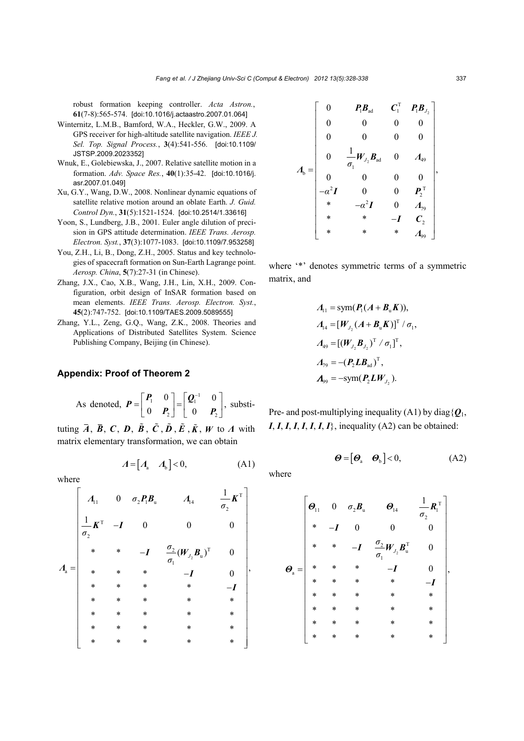robust formation keeping controller. *Acta Astron.*, **61**(7-8):565-574. [doi:10.1016/j.actaastro.2007.01.064]

Winternitz, L.M.B., Bamford, W.A., Heckler, G.W., 2009. A GPS receiver for high-altitude satellite navigation. *IEEE J. Sel. Top. Signal Process.*, **3**(4):541-556. [doi:10.1109/JSTSP.2009.2023352]

Wnuk, E., Golebiewska, J., 2007. Relative satellite motion in a formation. *Adv. Space Res.*, **40**(1):35-42. [doi:10.1016/j.asr.2007.01.049]

Xu, G.Y., Wang, D.W., 2008. Nonlinear dynamic equations of satellite relative motion around an oblate Earth. *J. Guid. Control Dyn.*, **31**(5):1521-1524. [doi:10.2514/1.33616]

Yoon, S., Lundberg, J.B., 2001. Euler angle dilution of precision in GPS attitude determination. *IEEE Trans. Aerosp. Electron. Syst.*, **37**(3):1077-1083. [doi:10.1109/7.953258]

You, Z.H., Li, B., Dong, Z.H., 2005. Status and key technologies of spacecraft formation on Sun-Earth Lagrange point. *Aerosp. China*, **5**(7):27-31 (in Chinese).

Zhang, J.X., Cao, X.B., Wang, J.H., Lin, X.H., 2009. Configuration, orbit design of InSAR formation based on mean elements. *IEEE Trans. Aerosp. Electron. Syst.*, **45**(2):747-752. [doi:10.1109/TAES.2009.5089555]

Zhang, Y.L., Zeng, G.Q., Wang, Z.K., 2008. Theories and Applications of Distributed Satellites System. Science Publishing Company, Beijing (in Chinese).

## Appendix: Proof of Theorem 2

As denoted, $\boldsymbol{P}=\begin{bmatrix}\boldsymbol{P}_1 & 0\\ 0 & \boldsymbol{P}_2\end{bmatrix}=\begin{bmatrix}\boldsymbol{Q}_1^{-1} & 0\\ 0 & \boldsymbol{P}_2\end{bmatrix}$, substituting $\bar{\boldsymbol{A}}$, $\bar{\boldsymbol{B}}$, $\boldsymbol{C}$, $\boldsymbol{D}$, $\tilde{\boldsymbol{B}}$, $\tilde{\boldsymbol{C}}$, $\tilde{\boldsymbol{D}}$, $\tilde{\boldsymbol{E}}$, $\tilde{\boldsymbol{K}}$, $\boldsymbol{W}$ to $\boldsymbol{\Lambda}$ with matrix elementary transformation, we can obtain

$$\boldsymbol{\Lambda}=\begin{bmatrix}\boldsymbol{\Lambda}_{\mathrm{a}} & \boldsymbol{\Lambda}_{\mathrm{b}}\end{bmatrix}<0, \tag{A1}$$

where

$$\boldsymbol{\Lambda}_{\mathrm{a}}=\begin{bmatrix}
\boldsymbol{\Lambda}_{11} & 0 & \sigma_2\boldsymbol{P}_1\boldsymbol{B}_{\mathrm{u}} & \boldsymbol{\Lambda}_{14} & \frac{1}{\sigma_2}\boldsymbol{K}^{\mathrm{T}}\\
\frac{1}{\sigma_2}\boldsymbol{K}^{\mathrm{T}} & -\boldsymbol{I} & 0 & 0 & 0\\
* & * & -\boldsymbol{I} & \frac{\sigma_2}{\sigma_1}(\boldsymbol{W}_{J_2}\boldsymbol{B}_{\mathrm{u}})^{\mathrm{T}} & 0\\
* & * & * & -\boldsymbol{I} & 0\\
* & * & * & * & -\boldsymbol{I}\\
* & * & * & * & *\\
* & * & * & * & *\\
* & * & * & * & *\\
* & * & * & * & *
\end{bmatrix},$$

$$\boldsymbol{\Lambda}_{\mathrm{b}}=\begin{bmatrix}
0 & \boldsymbol{P}_1\boldsymbol{B}_{\mathrm{ad}} & \boldsymbol{C}_1^{\mathrm{T}} & \boldsymbol{P}_1\boldsymbol{B}_{J_2}\\
0 & 0 & 0 & 0\\
0 & 0 & 0 & 0\\
0 & \frac{1}{\sigma_1}\boldsymbol{W}_{J_2}\boldsymbol{B}_{\mathrm{ad}} & 0 & \boldsymbol{\Lambda}_{49}\\
0 & 0 & 0 & 0\\
-\alpha^2\boldsymbol{I} & 0 & 0 & \boldsymbol{P}_2^{\mathrm{T}}\\
* & -\alpha^2\boldsymbol{I} & 0 & \boldsymbol{\Lambda}_{79}\\
* & * & -\boldsymbol{I} & \boldsymbol{C}_2\\
* & * & * & \boldsymbol{\Lambda}_{99}
\end{bmatrix},$$

where '*' denotes symmetric terms of a symmetric matrix, and

$$\begin{aligned}
&\boldsymbol{\Lambda}_{11}=\mathrm{sym}(\boldsymbol{P}_1(\boldsymbol{A}+\boldsymbol{B}_{\mathrm{u}}\boldsymbol{K})),\\
&\boldsymbol{\Lambda}_{14}=[\boldsymbol{W}_{J_2}(\boldsymbol{A}+\boldsymbol{B}_{\mathrm{u}}\boldsymbol{K})]^{\mathrm{T}}/\sigma_1,\\
&\boldsymbol{\Lambda}_{49}=[(\boldsymbol{W}_{J_2}\boldsymbol{B}_{J_2})^{\mathrm{T}}/\sigma_1]^{\mathrm{T}},\\
&\boldsymbol{\Lambda}_{79}=-(\boldsymbol{P}_2\boldsymbol{L}\boldsymbol{B}_{\mathrm{ad}})^{\mathrm{T}},\\
&\boldsymbol{\Lambda}_{99}=-\mathrm{sym}(\boldsymbol{P}_2\boldsymbol{L}\boldsymbol{W}_{J_2}).
\end{aligned}$$

Pre- and post-multiplying inequality (A1) by diag{$\boldsymbol{Q}_1$, $\boldsymbol{I}$, $\boldsymbol{I}$, $\boldsymbol{I}$, $\boldsymbol{I}$, $\boldsymbol{I}$, $\boldsymbol{I}$, $\boldsymbol{I}$, $\boldsymbol{I}$}, inequality (A2) can be obtained:

$$\boldsymbol{\Theta}=\begin{bmatrix}\boldsymbol{\Theta}_{\mathrm{a}} & \boldsymbol{\Theta}_{\mathrm{b}}\end{bmatrix}<0, \tag{A2}$$

where

$$\boldsymbol{\Theta}_{\mathrm{a}}=\begin{bmatrix}
\boldsymbol{\Theta}_{11} & 0 & \sigma_2\boldsymbol{B}_{\mathrm{u}} & \boldsymbol{\Theta}_{14} & \frac{1}{\sigma_2}\boldsymbol{R}_1^{\mathrm{T}}\\
* & -\boldsymbol{I} & 0 & 0 & 0\\
* & * & -\boldsymbol{I} & \frac{\sigma_2}{\sigma_1}\boldsymbol{W}_{J_2}\boldsymbol{B}_{\mathrm{u}}^{\mathrm{T}} & 0\\
* & * & * & -\boldsymbol{I} & 0\\
* & * & * & * & -\boldsymbol{I}\\
* & * & * & * & *\\
* & * & * & * & *\\
* & * & * & * & *\\
* & * & * & * & *
\end{bmatrix},$$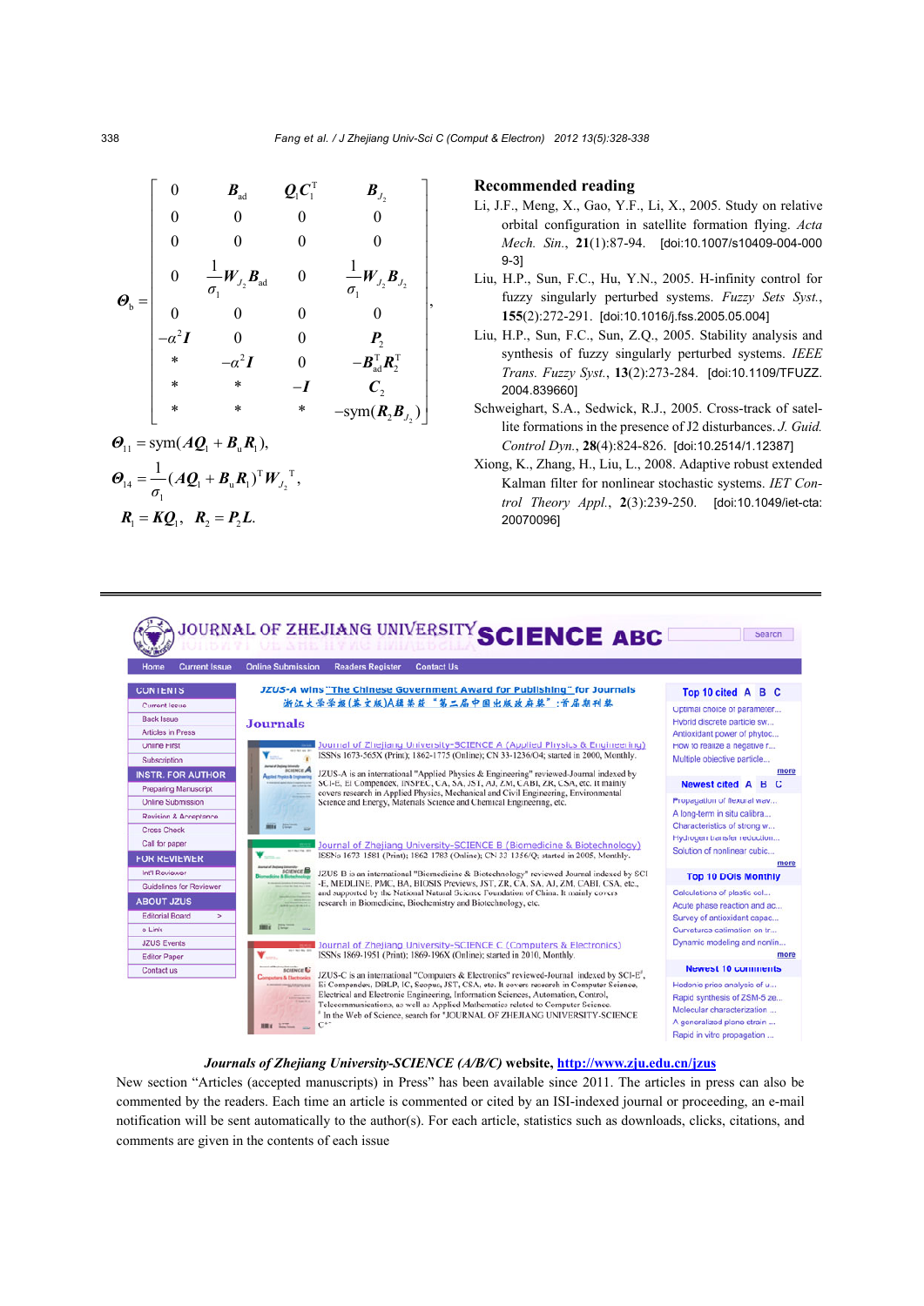$$
\boldsymbol{\Theta}_\text{b} = \begin{bmatrix}
0 & \boldsymbol{B}_\text{ad} & \boldsymbol{Q}_1\boldsymbol{C}_1^\text{T} & \boldsymbol{B}_{J_2} \\
0 & 0 & 0 & 0 \\
0 & 0 & 0 & 0 \\
0 & \dfrac{1}{\sigma_1}\boldsymbol{W}_{J_2}\boldsymbol{B}_\text{ad} & 0 & \dfrac{1}{\sigma_1}\boldsymbol{W}_{J_2}\boldsymbol{B}_{J_2} \\
0 & 0 & 0 & 0 \\
-\alpha^2\boldsymbol{I} & 0 & 0 & \boldsymbol{P}_2 \\
* & -\alpha^2\boldsymbol{I} & 0 & -\boldsymbol{B}_\text{ad}^\text{T}\boldsymbol{R}_2^\text{T} \\
* & * & -\boldsymbol{I} & \boldsymbol{C}_2 \\
* & * & * & -\text{sym}(\boldsymbol{R}_2\boldsymbol{B}_{J_2})
\end{bmatrix},
$$

$$
\boldsymbol{\Theta}_{11} = \text{sym}(\boldsymbol{A}\boldsymbol{Q}_1 + \boldsymbol{B}_\text{u}\boldsymbol{R}_1),
$$

$$
\boldsymbol{\Theta}_{14} = \frac{1}{\sigma_1}(\boldsymbol{A}\boldsymbol{Q}_1 + \boldsymbol{B}_\text{u}\boldsymbol{R}_1)^\text{T}\boldsymbol{W}_{J_2}^{\ \text{T}},
$$

$$
\boldsymbol{R}_1 = \boldsymbol{K}\boldsymbol{Q}_1, \quad \boldsymbol{R}_2 = \boldsymbol{P}_2\boldsymbol{L}.
$$

## Recommended reading

Li, J.F., Meng, X., Gao, Y.F., Li, X., 2005. Study on relative orbital configuration in satellite formation flying. *Acta Mech. Sin.*, **21**(1):87-94. [doi:10.1007/s10409-004-0009-3]

Liu, H.P., Sun, F.C., Hu, Y.N., 2005. H-infinity control for fuzzy singularly perturbed systems. *Fuzzy Sets Syst.*, **155**(2):272-291. [doi:10.1016/j.fss.2005.05.004]

Liu, H.P., Sun, F.C., Sun, Z.Q., 2005. Stability analysis and synthesis of fuzzy singularly perturbed systems. *IEEE Trans. Fuzzy Syst.*, **13**(2):273-284. [doi:10.1109/TFUZZ.2004.839660]

Schweighart, S.A., Sedwick, R.J., 2005. Cross-track of satellite formations in the presence of J2 disturbances. *J. Guid. Control Dyn.*, **28**(4):824-826. [doi:10.2514/1.12387]

Xiong, K., Zhang, H., Liu, L., 2008. Adaptive robust extended Kalman filter for nonlinear stochastic systems. *IET Control Theory Appl.*, **2**(3):239-250. [doi:10.1049/iet-cta:20070096]

---

***Journals of Zhejiang University-SCIENCE (A/B/C)*** **website, http://www.zju.edu.cn/jzus**

New section "Articles (accepted manuscripts) in Press" has been available since 2011. The articles in press can also be commented by the readers. Each time an article is commented or cited by an ISI-indexed journal or proceeding, an e-mail notification will be sent automatically to the author(s). For each article, statistics such as downloads, clicks, citations, and comments are given in the contents of each issue